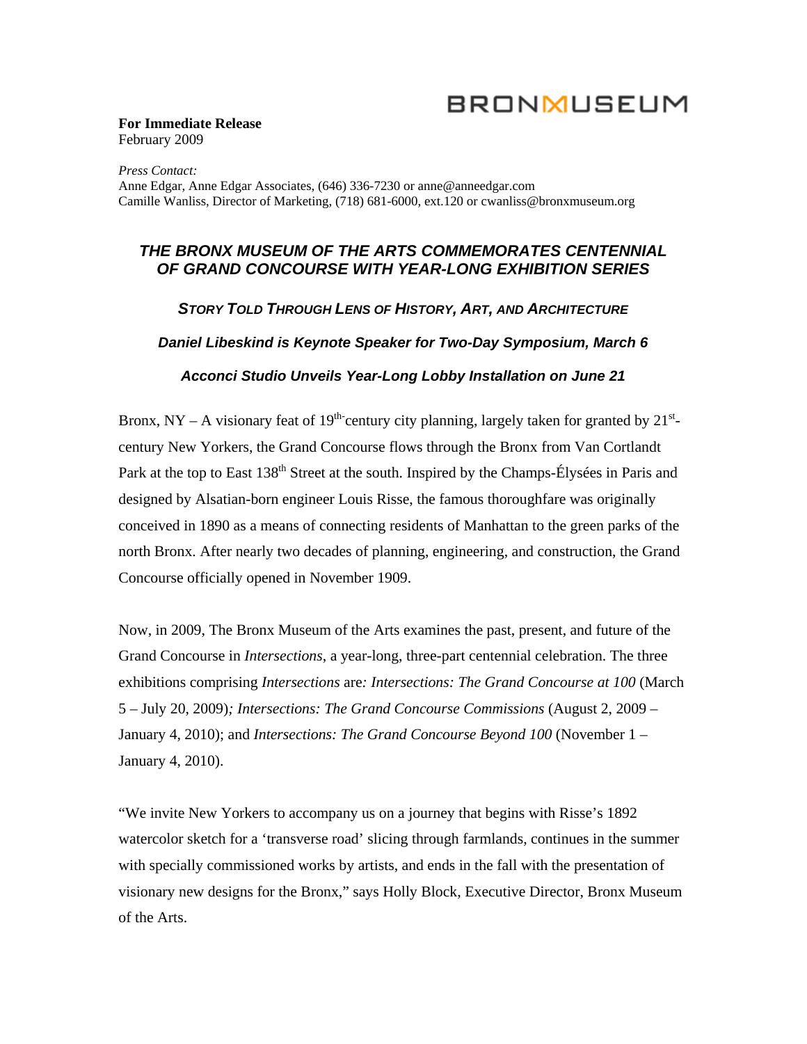BRONXMUSEUM

**For Immediate Release**
February 2009

*Press Contact:*
Anne Edgar, Anne Edgar Associates, (646) 336-7230 or anne@anneedgar.com
Camille Wanliss, Director of Marketing, (718) 681-6000, ext.120 or cwanliss@bronxmuseum.org

# *THE BRONX MUSEUM OF THE ARTS COMMEMORATES CENTENNIAL OF GRAND CONCOURSE WITH YEAR-LONG EXHIBITION SERIES*

### *STORY TOLD THROUGH LENS OF HISTORY, ART, AND ARCHITECTURE*

### *Daniel Libeskind is Keynote Speaker for Two-Day Symposium, March 6*

### *Acconci Studio Unveils Year-Long Lobby Installation on June 21*

Bronx, NY – A visionary feat of 19th-century city planning, largely taken for granted by 21st-century New Yorkers, the Grand Concourse flows through the Bronx from Van Cortlandt Park at the top to East 138th Street at the south. Inspired by the Champs-Élysées in Paris and designed by Alsatian-born engineer Louis Risse, the famous thoroughfare was originally conceived in 1890 as a means of connecting residents of Manhattan to the green parks of the north Bronx. After nearly two decades of planning, engineering, and construction, the Grand Concourse officially opened in November 1909.

Now, in 2009, The Bronx Museum of the Arts examines the past, present, and future of the Grand Concourse in *Intersections*, a year-long, three-part centennial celebration. The three exhibitions comprising *Intersections* are*: Intersections: The Grand Concourse at 100* (March 5 – July 20, 2009)*; Intersections: The Grand Concourse Commissions* (August 2, 2009 – January 4, 2010); and *Intersections: The Grand Concourse Beyond 100* (November 1 – January 4, 2010).

"We invite New Yorkers to accompany us on a journey that begins with Risse's 1892 watercolor sketch for a 'transverse road' slicing through farmlands, continues in the summer with specially commissioned works by artists, and ends in the fall with the presentation of visionary new designs for the Bronx," says Holly Block, Executive Director, Bronx Museum of the Arts.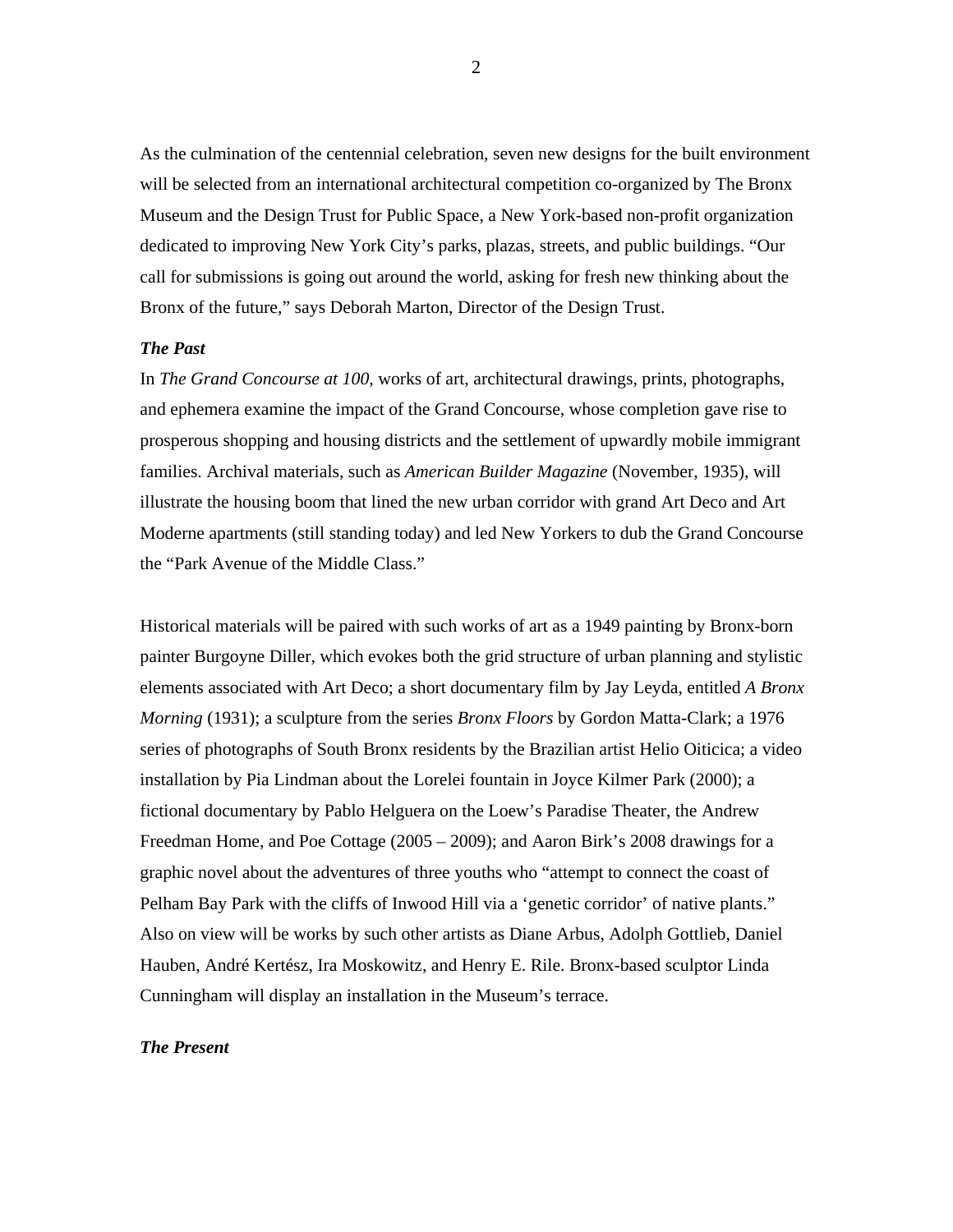As the culmination of the centennial celebration, seven new designs for the built environment will be selected from an international architectural competition co-organized by The Bronx Museum and the Design Trust for Public Space, a New York-based non-profit organization dedicated to improving New York City's parks, plazas, streets, and public buildings. "Our call for submissions is going out around the world, asking for fresh new thinking about the Bronx of the future," says Deborah Marton, Director of the Design Trust.

***The Past***

In *The Grand Concourse at 100*, works of art, architectural drawings, prints, photographs, and ephemera examine the impact of the Grand Concourse, whose completion gave rise to prosperous shopping and housing districts and the settlement of upwardly mobile immigrant families. Archival materials, such as *American Builder Magazine* (November, 1935), will illustrate the housing boom that lined the new urban corridor with grand Art Deco and Art Moderne apartments (still standing today) and led New Yorkers to dub the Grand Concourse the "Park Avenue of the Middle Class."

Historical materials will be paired with such works of art as a 1949 painting by Bronx-born painter Burgoyne Diller, which evokes both the grid structure of urban planning and stylistic elements associated with Art Deco; a short documentary film by Jay Leyda, entitled *A Bronx Morning* (1931); a sculpture from the series *Bronx Floors* by Gordon Matta-Clark; a 1976 series of photographs of South Bronx residents by the Brazilian artist Helio Oiticica; a video installation by Pia Lindman about the Lorelei fountain in Joyce Kilmer Park (2000); a fictional documentary by Pablo Helguera on the Loew's Paradise Theater, the Andrew Freedman Home, and Poe Cottage (2005 – 2009); and Aaron Birk's 2008 drawings for a graphic novel about the adventures of three youths who "attempt to connect the coast of Pelham Bay Park with the cliffs of Inwood Hill via a 'genetic corridor' of native plants." Also on view will be works by such other artists as Diane Arbus, Adolph Gottlieb, Daniel Hauben, André Kertész, Ira Moskowitz, and Henry E. Rile. Bronx-based sculptor Linda Cunningham will display an installation in the Museum's terrace.

***The Present***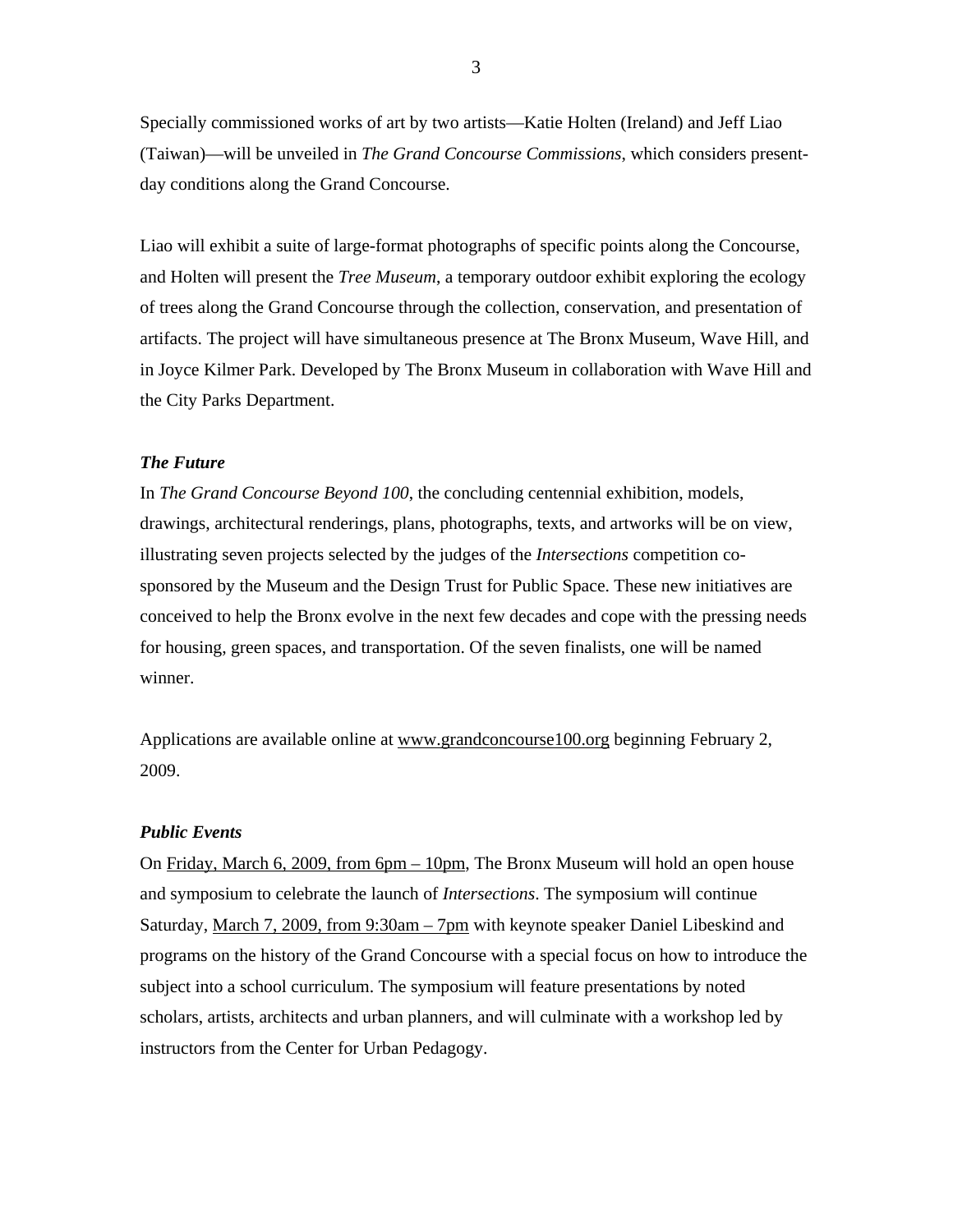Specially commissioned works of art by two artists—Katie Holten (Ireland) and Jeff Liao (Taiwan)—will be unveiled in *The Grand Concourse Commissions*, which considers present-day conditions along the Grand Concourse.

Liao will exhibit a suite of large-format photographs of specific points along the Concourse, and Holten will present the *Tree Museum*, a temporary outdoor exhibit exploring the ecology of trees along the Grand Concourse through the collection, conservation, and presentation of artifacts. The project will have simultaneous presence at The Bronx Museum, Wave Hill, and in Joyce Kilmer Park. Developed by The Bronx Museum in collaboration with Wave Hill and the City Parks Department.

***The Future***

In *The Grand Concourse Beyond 100*, the concluding centennial exhibition, models, drawings, architectural renderings, plans, photographs, texts, and artworks will be on view, illustrating seven projects selected by the judges of the *Intersections* competition co-sponsored by the Museum and the Design Trust for Public Space. These new initiatives are conceived to help the Bronx evolve in the next few decades and cope with the pressing needs for housing, green spaces, and transportation. Of the seven finalists, one will be named winner.

Applications are available online at www.grandconcourse100.org beginning February 2, 2009.

***Public Events***

On Friday, March 6, 2009, from 6pm – 10pm, The Bronx Museum will hold an open house and symposium to celebrate the launch of *Intersections*. The symposium will continue Saturday, March 7, 2009, from 9:30am – 7pm with keynote speaker Daniel Libeskind and programs on the history of the Grand Concourse with a special focus on how to introduce the subject into a school curriculum. The symposium will feature presentations by noted scholars, artists, architects and urban planners, and will culminate with a workshop led by instructors from the Center for Urban Pedagogy.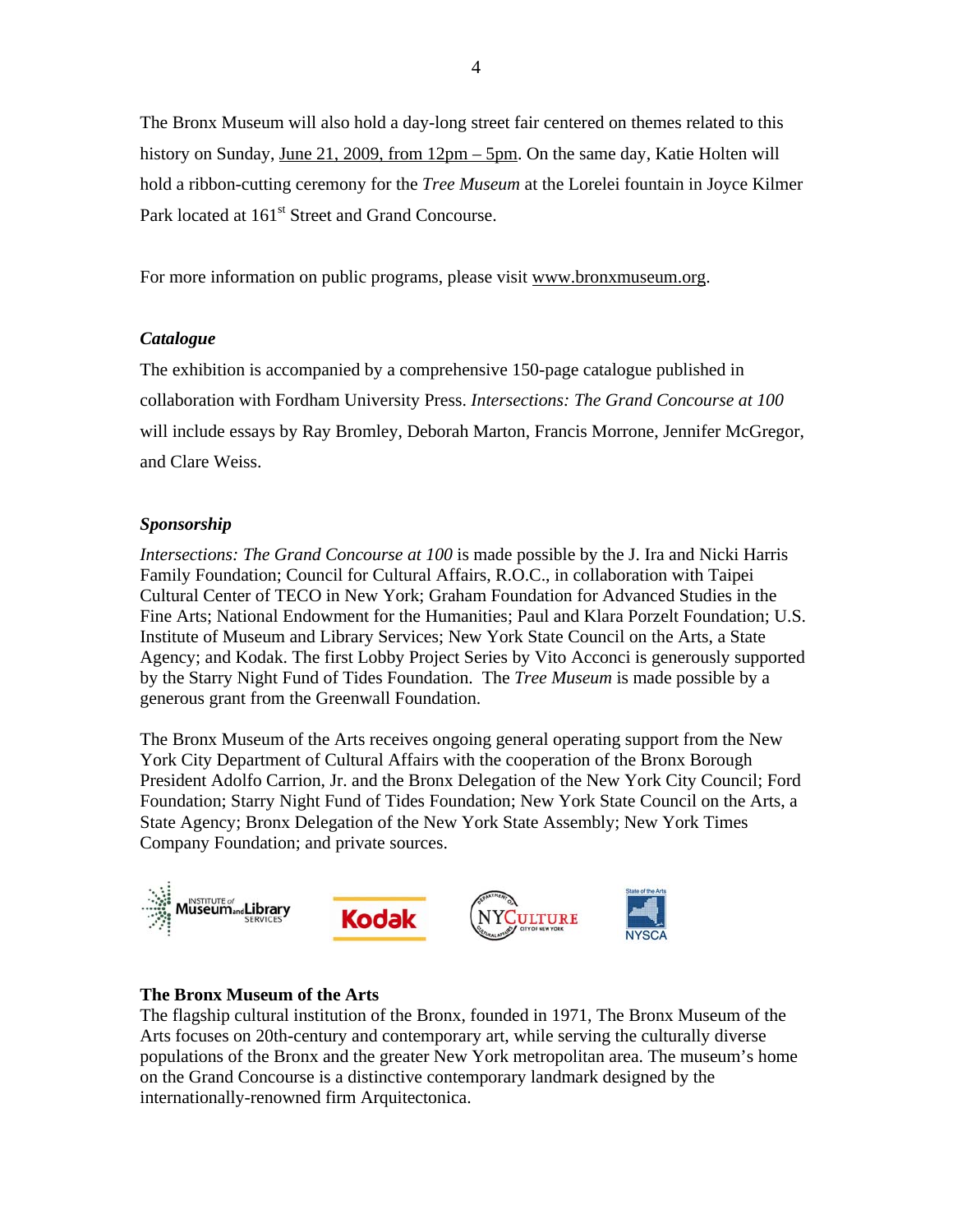The Bronx Museum will also hold a day-long street fair centered on themes related to this history on Sunday, June 21, 2009, from 12pm – 5pm. On the same day, Katie Holten will hold a ribbon-cutting ceremony for the *Tree Museum* at the Lorelei fountain in Joyce Kilmer Park located at 161st Street and Grand Concourse.

For more information on public programs, please visit www.bronxmuseum.org.

***Catalogue***

The exhibition is accompanied by a comprehensive 150-page catalogue published in collaboration with Fordham University Press. *Intersections: The Grand Concourse at 100* will include essays by Ray Bromley, Deborah Marton, Francis Morrone, Jennifer McGregor, and Clare Weiss.

***Sponsorship***

*Intersections: The Grand Concourse at 100* is made possible by the J. Ira and Nicki Harris Family Foundation; Council for Cultural Affairs, R.O.C., in collaboration with Taipei Cultural Center of TECO in New York; Graham Foundation for Advanced Studies in the Fine Arts; National Endowment for the Humanities; Paul and Klara Porzelt Foundation; U.S. Institute of Museum and Library Services; New York State Council on the Arts, a State Agency; and Kodak. The first Lobby Project Series by Vito Acconci is generously supported by the Starry Night Fund of Tides Foundation. The *Tree Museum* is made possible by a generous grant from the Greenwall Foundation.

The Bronx Museum of the Arts receives ongoing general operating support from the New York City Department of Cultural Affairs with the cooperation of the Bronx Borough President Adolfo Carrion, Jr. and the Bronx Delegation of the New York City Council; Ford Foundation; Starry Night Fund of Tides Foundation; New York State Council on the Arts, a State Agency; Bronx Delegation of the New York State Assembly; New York Times Company Foundation; and private sources.

**The Bronx Museum of the Arts**

The flagship cultural institution of the Bronx, founded in 1971, The Bronx Museum of the Arts focuses on 20th-century and contemporary art, while serving the culturally diverse populations of the Bronx and the greater New York metropolitan area. The museum's home on the Grand Concourse is a distinctive contemporary landmark designed by the internationally-renowned firm Arquitectonica.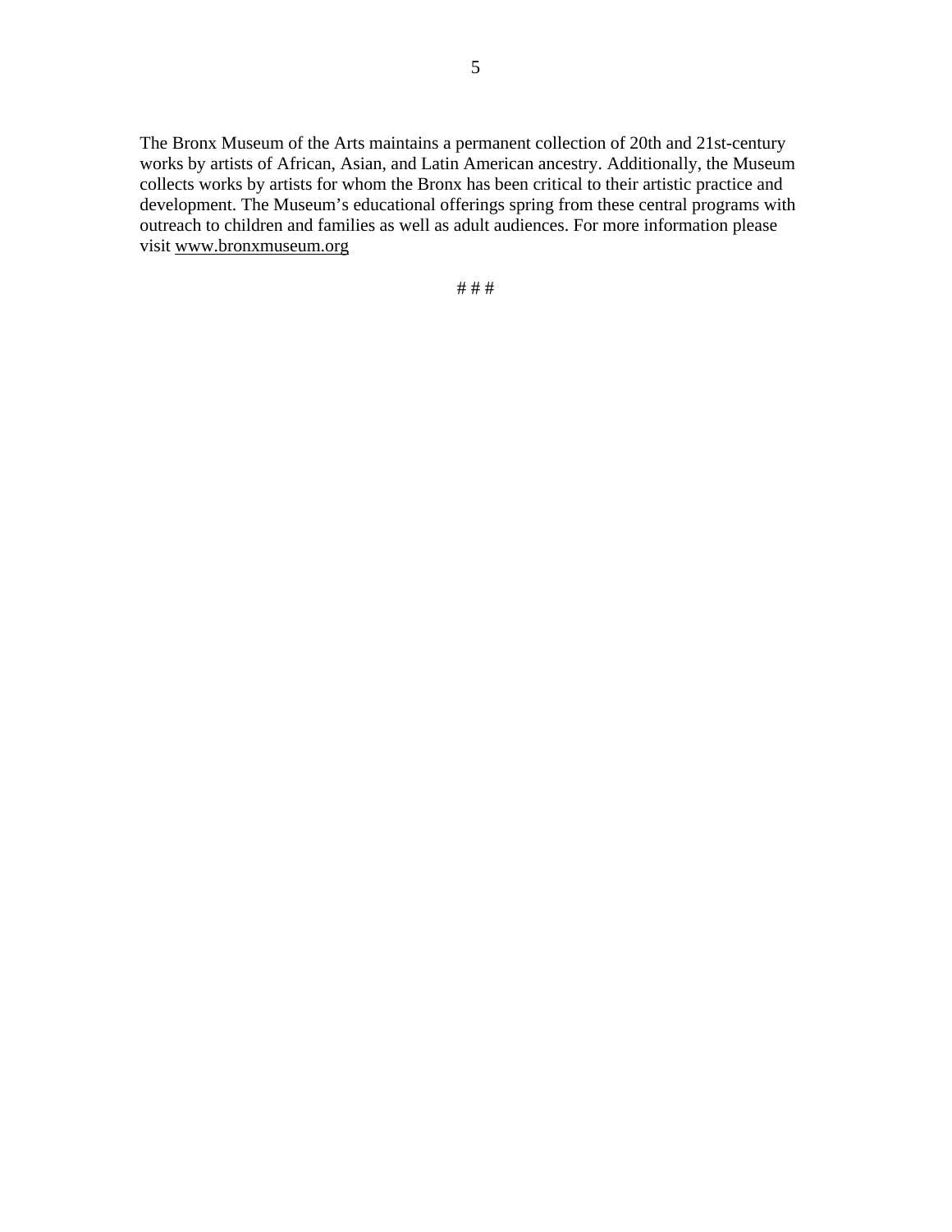The Bronx Museum of the Arts maintains a permanent collection of 20th and 21st-century works by artists of African, Asian, and Latin American ancestry. Additionally, the Museum collects works by artists for whom the Bronx has been critical to their artistic practice and development. The Museum's educational offerings spring from these central programs with outreach to children and families as well as adult audiences. For more information please visit www.bronxmuseum.org

# # #